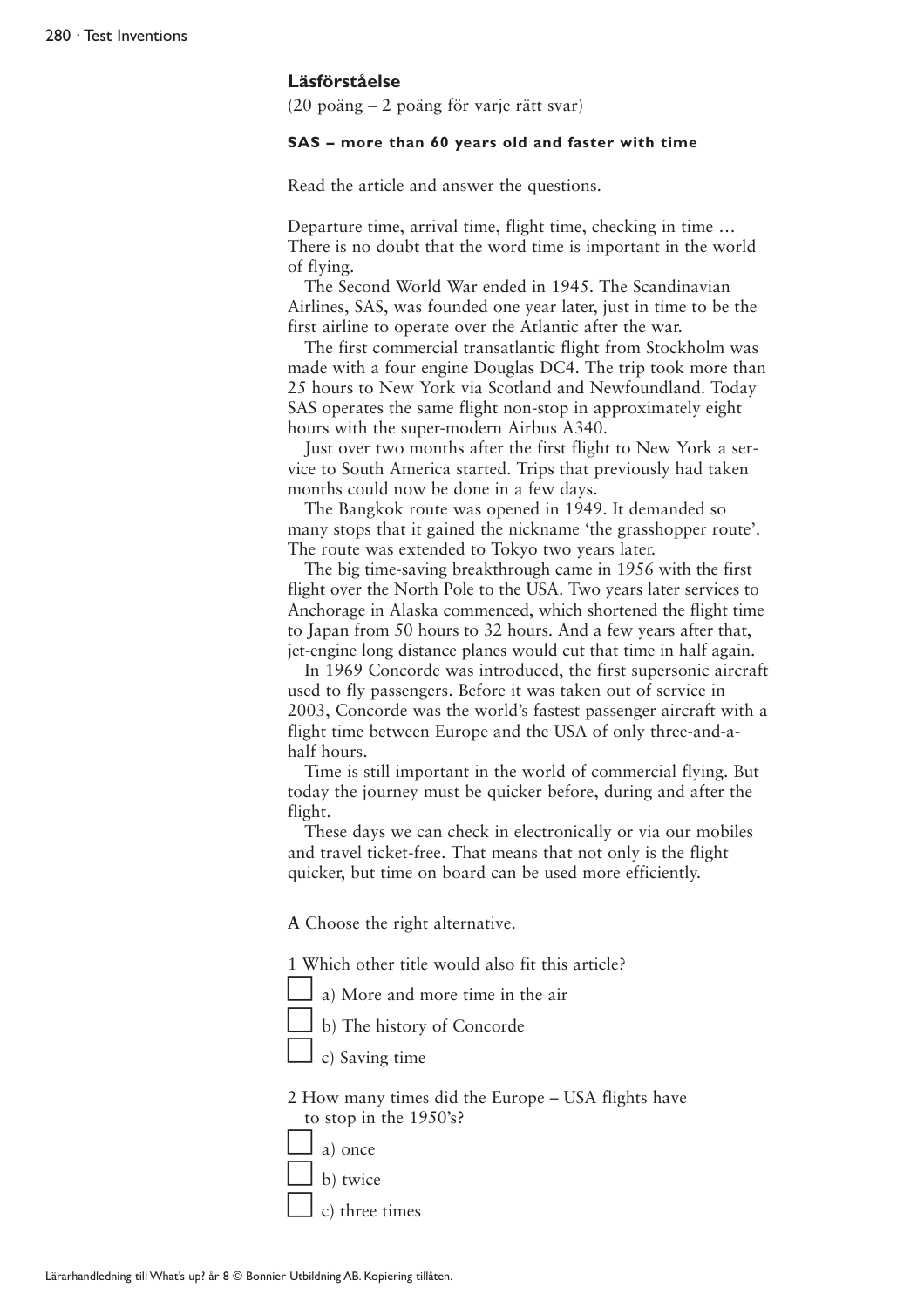## Läsförståelse

(20 poäng – 2 poäng för varje rätt svar)

**SAS – more than 60 years old and faster with time**

Read the article and answer the questions.

Departure time, arrival time, flight time, checking in time … There is no doubt that the word time is important in the world of flying.

The Second World War ended in 1945. The Scandinavian Airlines, SAS, was founded one year later, just in time to be the first airline to operate over the Atlantic after the war.

The first commercial transatlantic flight from Stockholm was made with a four engine Douglas DC4. The trip took more than 25 hours to New York via Scotland and Newfoundland. Today SAS operates the same flight non-stop in approximately eight hours with the super-modern Airbus A340.

Just over two months after the first flight to New York a service to South America started. Trips that previously had taken months could now be done in a few days.

The Bangkok route was opened in 1949. It demanded so many stops that it gained the nickname 'the grasshopper route'. The route was extended to Tokyo two years later.

The big time-saving breakthrough came in 1956 with the first flight over the North Pole to the USA. Two years later services to Anchorage in Alaska commenced, which shortened the flight time to Japan from 50 hours to 32 hours. And a few years after that, jet-engine long distance planes would cut that time in half again.

In 1969 Concorde was introduced, the first supersonic aircraft used to fly passengers. Before it was taken out of service in 2003, Concorde was the world's fastest passenger aircraft with a flight time between Europe and the USA of only three-and-a-half hours.

Time is still important in the world of commercial flying. But today the journey must be quicker before, during and after the flight.

These days we can check in electronically or via our mobiles and travel ticket-free. That means that not only is the flight quicker, but time on board can be used more efficiently.

**A** Choose the right alternative.

1 Which other title would also fit this article?

- ☐ a) More and more time in the air
- ☐ b) The history of Concorde
- ☐ c) Saving time

2 How many times did the Europe – USA flights have to stop in the 1950's?

- ☐ a) once
- ☐ b) twice
- ☐ c) three times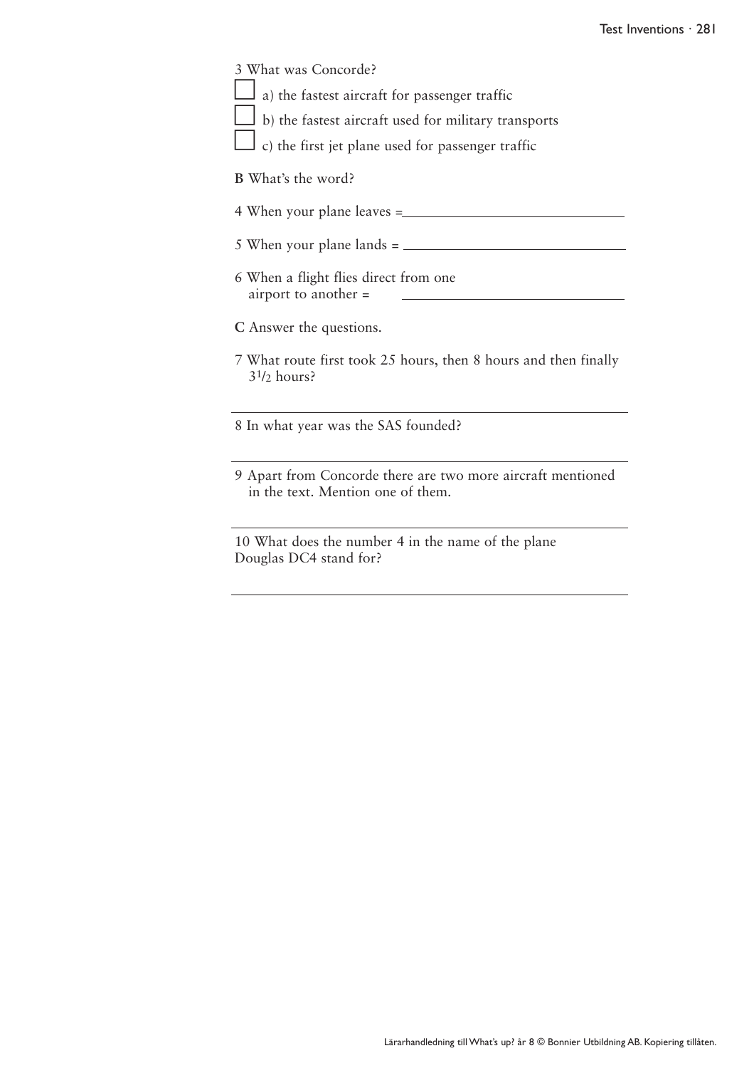3 What was Concorde?

☐ a) the fastest aircraft for passenger traffic

☐ b) the fastest aircraft used for military transports

☐ c) the first jet plane used for passenger traffic

**B** What's the word?

4 When your plane leaves = ______________________________

5 When your plane lands = ______________________________

6 When a flight flies direct from one airport to another = ______________________________

**C** Answer the questions.

7 What route first took 25 hours, then 8 hours and then finally $3\frac{1}{2}$ hours?

______________________________________________

8 In what year was the SAS founded?

______________________________________________

9 Apart from Concorde there are two more aircraft mentioned in the text. Mention one of them.

______________________________________________

10 What does the number 4 in the name of the plane Douglas DC4 stand for?

______________________________________________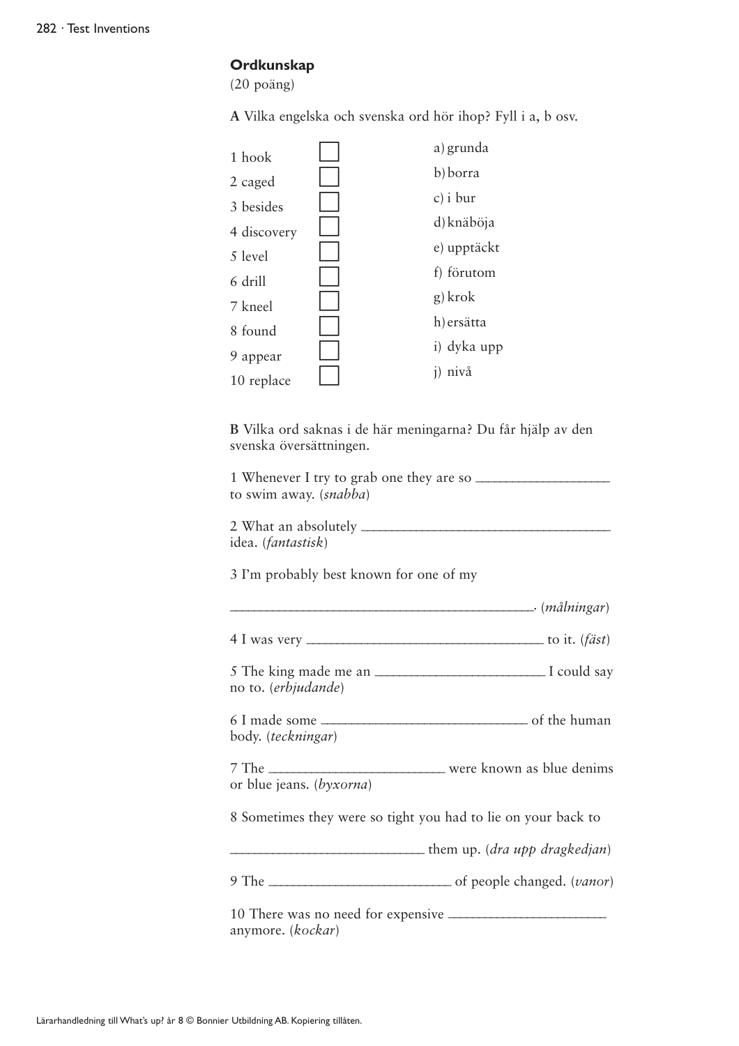## Ordkunskap

(20 poäng)

**A** Vilka engelska och svenska ord hör ihop? Fyll i a, b osv.

| | | |
|---|---|---|
| 1 hook | ☐ | a) grunda |
| 2 caged | ☐ | b) borra |
| 3 besides | ☐ | c) i bur |
| 4 discovery | ☐ | d) knäböja |
| 5 level | ☐ | e) upptäckt |
| 6 drill | ☐ | f) förutom |
| 7 kneel | ☐ | g) krok |
| 8 found | ☐ | h) ersätta |
| 9 appear | ☐ | i) dyka upp |
| 10 replace | ☐ | j) nivå |

**B** Vilka ord saknas i de här meningarna? Du får hjälp av den svenska översättningen.

1 Whenever I try to grab one they are so ___________________ to swim away. (*snabba*)

2 What an absolutely ___________________________________ idea. (*fantastisk*)

3 I'm probably best known for one of my

_____________________________________________. (*målningar*)

4 I was very ___________________________________ to it. (*fäst*)

5 The king made me an ________________________ I could say no to. (*erbjudande*)

6 I made some _______________________________ of the human body. (*teckningar*)

7 The _________________________ were known as blue denims or blue jeans. (*byxorna*)

8 Sometimes they were so tight you had to lie on your back to

_____________________________ them up. (*dra upp dragkedjan*)

9 The __________________________ of people changed. (*vanor*)

10 There was no need for expensive _______________________ anymore. (*kockar*)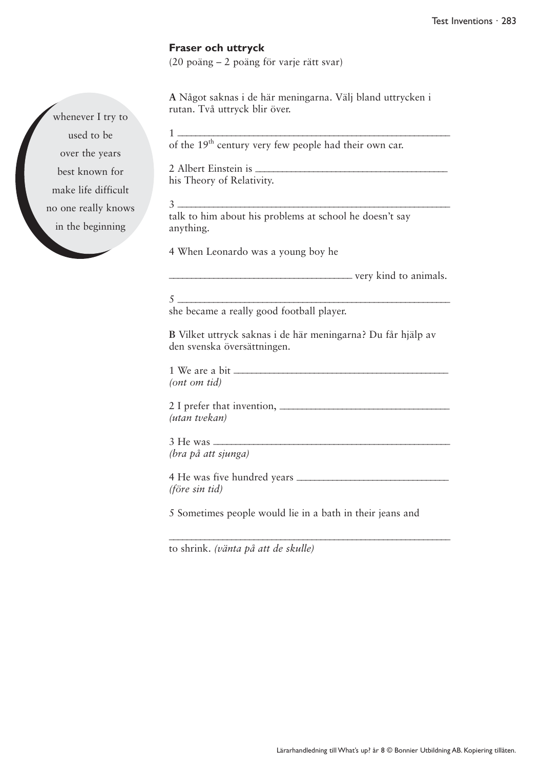### Fraser och uttryck

(20 poäng – 2 poäng för varje rätt svar)

**A** Något saknas i de här meningarna. Välj bland uttrycken i rutan. Två uttryck blir över.

- whenever I try to
- used to be
- over the years
- best known for
- make life difficult
- no one really knows
- in the beginning

1 ________________________________________________ of the 19th century very few people had their own car.

2 Albert Einstein is ________________________________ his Theory of Relativity.

3 ________________________________________________ talk to him about his problems at school he doesn't say anything.

4 When Leonardo was a young boy he

________________________________ very kind to animals.

5 ________________________________________________ she became a really good football player.

**B** Vilket uttryck saknas i de här meningarna? Du får hjälp av den svenska översättningen.

1 We are a bit ________________________________________ *(ont om tid)*

2 I prefer that invention, ______________________________ *(utan tvekan)*

3 He was ______________________________________________ *(bra på att sjunga)*

4 He was five hundred years ___________________________ *(före sin tid)*

5 Sometimes people would lie in a bath in their jeans and

________________________________________________ to shrink. *(vänta på att de skulle)*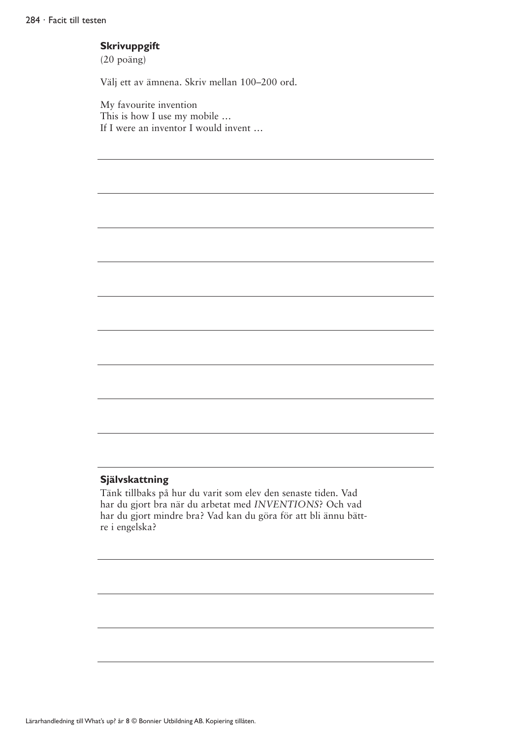**Skrivuppgift**

(20 poäng)

Välj ett av ämnena. Skriv mellan 100–200 ord.

My favourite invention
This is how I use my mobile …
If I were an inventor I would invent …

**Självskattning**

Tänk tillbaks på hur du varit som elev den senaste tiden. Vad har du gjort bra när du arbetat med *INVENTIONS*? Och vad har du gjort mindre bra? Vad kan du göra för att bli ännu bättre i engelska?